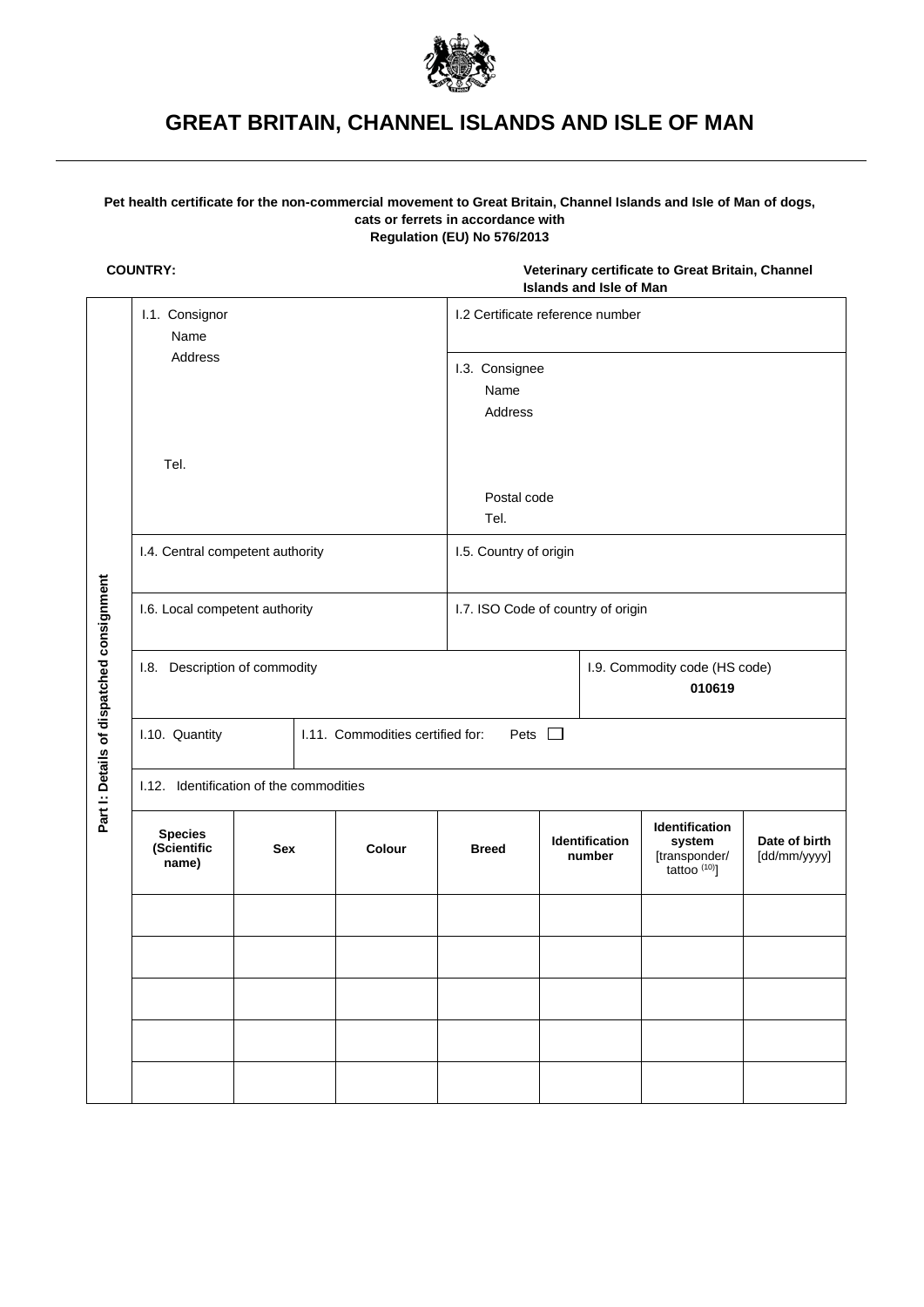# GREAT BRITAIN, CHANNEL ISLANDS AND ISLE OF MAN

**Pet health certificate for the non-commercial movement to Great Britain, Channel Islands and Isle of Man of dogs, cats or ferrets in accordance with Regulation (EU) No 576/2013**

**COUNTRY:**

**Veterinary certificate to Great Britain, Channel Islands and Isle of Man**

**Part I: Details of dispatched consignment**

| | |
|---|---|
| I.1. Consignor<br>Name<br>Address<br><br>Tel. | I.2 Certificate reference number |
| | I.3. Consignee<br>Name<br>Address<br><br>Postal code<br>Tel. |
| I.4. Central competent authority | I.5. Country of origin |
| I.6. Local competent authority | I.7. ISO Code of country of origin |
| I.8. Description of commodity | I.9. Commodity code (HS code)<br>**010619** |
| I.10. Quantity | I.11. Commodities certified for: Pets ☐ |

I.12. Identification of the commodities

| Species (Scientific name) | Sex | Colour | Breed | Identification number | Identification system [transponder/ tattoo (10)] | Date of birth [dd/mm/yyyy] |
|---|---|---|---|---|---|---|
| | | | | | | |
| | | | | | | |
| | | | | | | |
| | | | | | | |
| | | | | | | |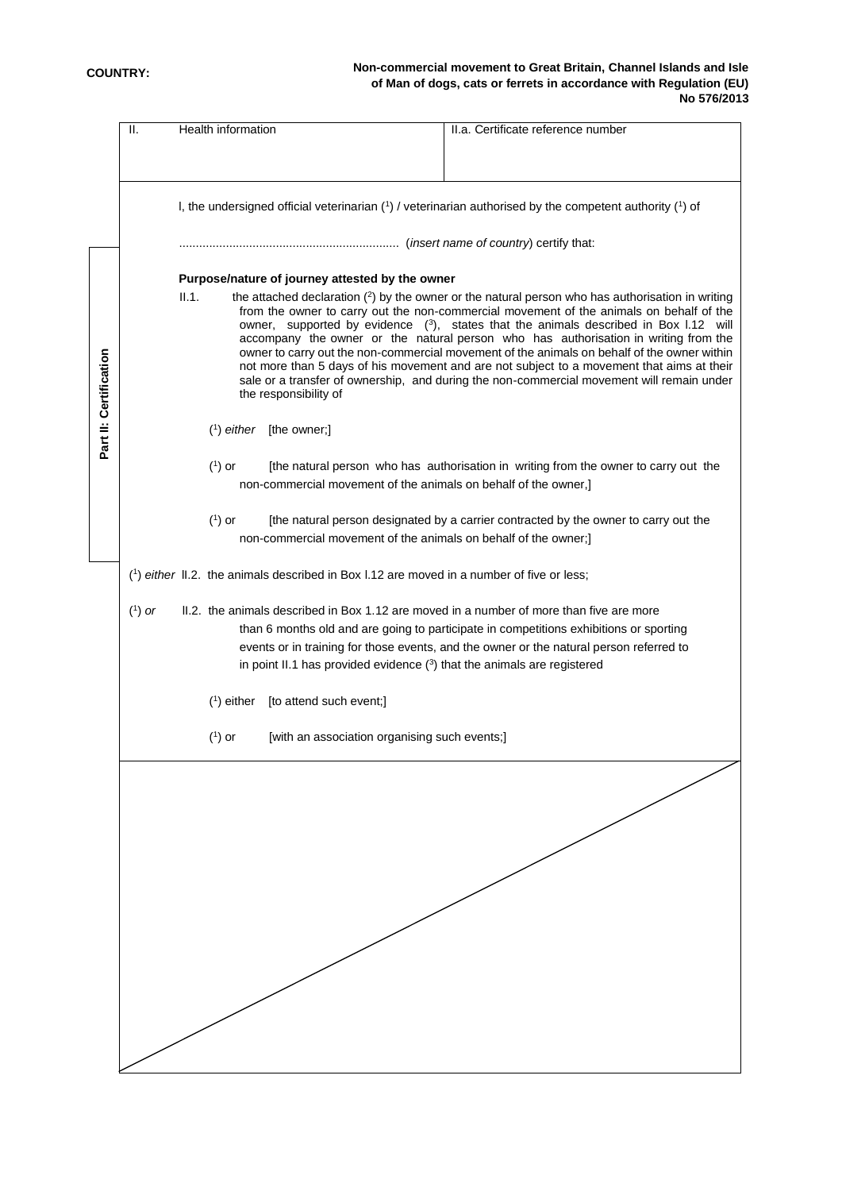COUNTRY:

**Non-commercial movement to Great Britain, Channel Islands and Isle of Man of dogs, cats or ferrets in accordance with Regulation (EU) No 576/2013**

| II. Health information | II.a. Certificate reference number |
|---|---|

**Part II: Certification**

I, the undersigned official veterinarian [1] / veterinarian authorised by the competent authority [1] of

.................................................................. (*insert name of country*) certify that:

**Purpose/nature of journey attested by the owner**

II.1. the attached declaration [2] by the owner or the natural person who has authorisation in writing from the owner to carry out the non-commercial movement of the animals on behalf of the owner, supported by evidence [3], states that the animals described in Box I.12 will accompany the owner or the natural person who has authorisation in writing from the owner to carry out the non-commercial movement of the animals on behalf of the owner within not more than 5 days of his movement and are not subject to a movement that aims at their sale or a transfer of ownership, and during the non-commercial movement will remain under the responsibility of

[1] *either* [the owner;]

[1] or [the natural person who has authorisation in writing from the owner to carry out the non-commercial movement of the animals on behalf of the owner,]

[1] or [the natural person designated by a carrier contracted by the owner to carry out the non-commercial movement of the animals on behalf of the owner;]

[1] *either* II.2. the animals described in Box I.12 are moved in a number of five or less;

[1] *or* II.2. the animals described in Box 1.12 are moved in a number of more than five are more than 6 months old and are going to participate in competitions exhibitions or sporting events or in training for those events, and the owner or the natural person referred to in point II.1 has provided evidence [3] that the animals are registered

[1] either [to attend such event;]

[1] or [with an association organising such events;]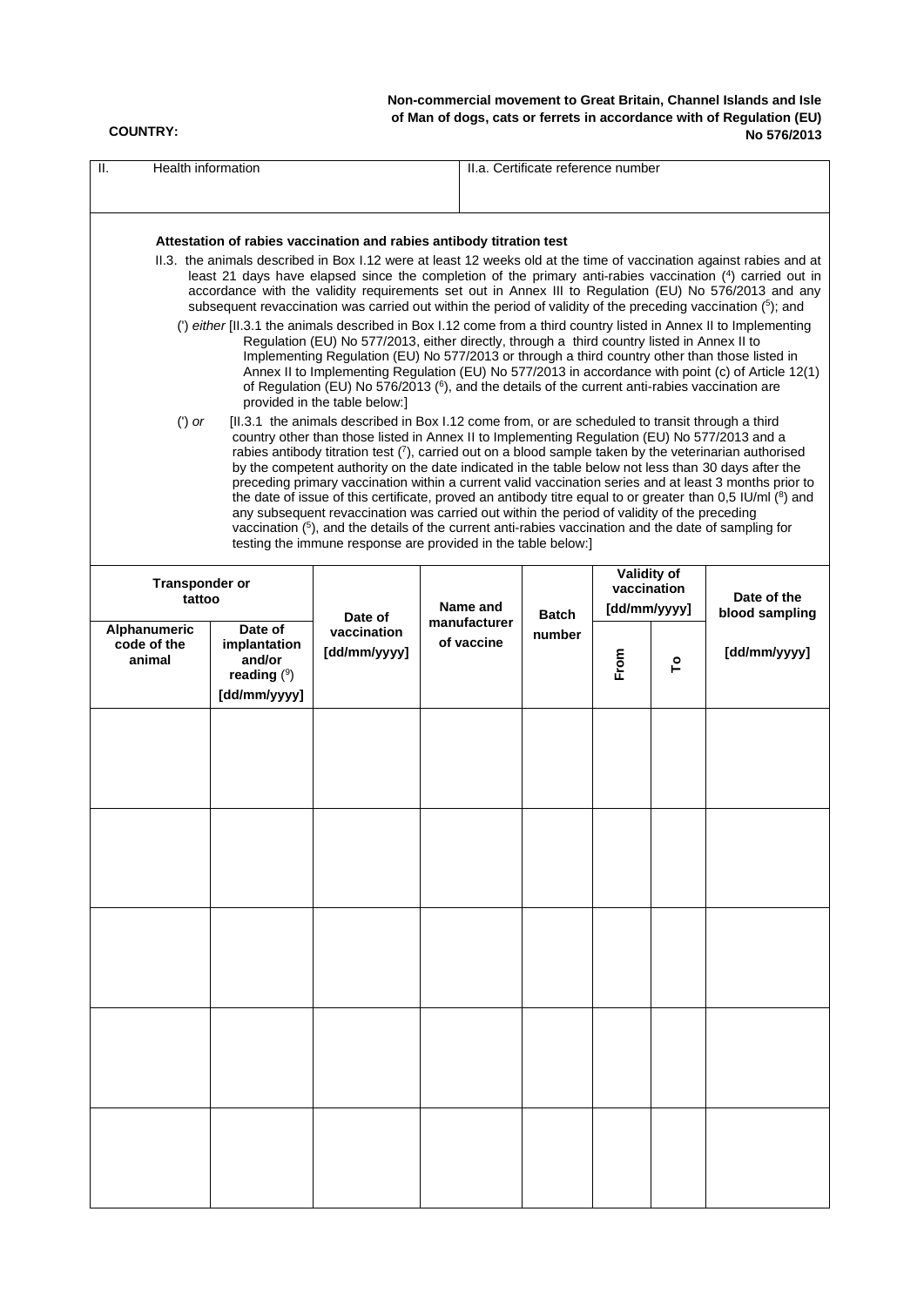**COUNTRY:**

**Non-commercial movement to Great Britain, Channel Islands and Isle of Man of dogs, cats or ferrets in accordance with of Regulation (EU) No 576/2013**

| II. Health information | II.a. Certificate reference number |
|---|---|

**Attestation of rabies vaccination and rabies antibody titration test**

II.3. the animals described in Box I.12 were at least 12 weeks old at the time of vaccination against rabies and at least 21 days have elapsed since the completion of the primary anti-rabies vaccination (4) carried out in accordance with the validity requirements set out in Annex III to Regulation (EU) No 576/2013 and any subsequent revaccination was carried out within the period of validity of the preceding vaccination (5); and

(') *either* [II.3.1 the animals described in Box I.12 come from a third country listed in Annex II to Implementing Regulation (EU) No 577/2013, either directly, through a third country listed in Annex II to Implementing Regulation (EU) No 577/2013 or through a third country other than those listed in Annex II to Implementing Regulation (EU) No 577/2013 in accordance with point (c) of Article 12(1) of Regulation (EU) No 576/2013 (6), and the details of the current anti-rabies vaccination are provided in the table below:]

(') *or* [II.3.1 the animals described in Box I.12 come from, or are scheduled to transit through a third country other than those listed in Annex II to Implementing Regulation (EU) No 577/2013 and a rabies antibody titration test (7), carried out on a blood sample taken by the veterinarian authorised by the competent authority on the date indicated in the table below not less than 30 days after the preceding primary vaccination within a current valid vaccination series and at least 3 months prior to the date of issue of this certificate, proved an antibody titre equal to or greater than 0,5 IU/ml (8) and any subsequent revaccination was carried out within the period of validity of the preceding vaccination (5), and the details of the current anti-rabies vaccination and the date of sampling for testing the immune response are provided in the table below:]

| Transponder or tattoo | | Date of vaccination [dd/mm/yyyy] | Name and manufacturer of vaccine | Batch number | Validity of vaccination [dd/mm/yyyy] | | Date of the blood sampling [dd/mm/yyyy] |
|---|---|---|---|---|---|---|---|
| Alphanumeric code of the animal | Date of implantation and/or reading (9) [dd/mm/yyyy] | | | | From | To | |
| | | | | | | | |
| | | | | | | | |
| | | | | | | | |
| | | | | | | | |
| | | | | | | | |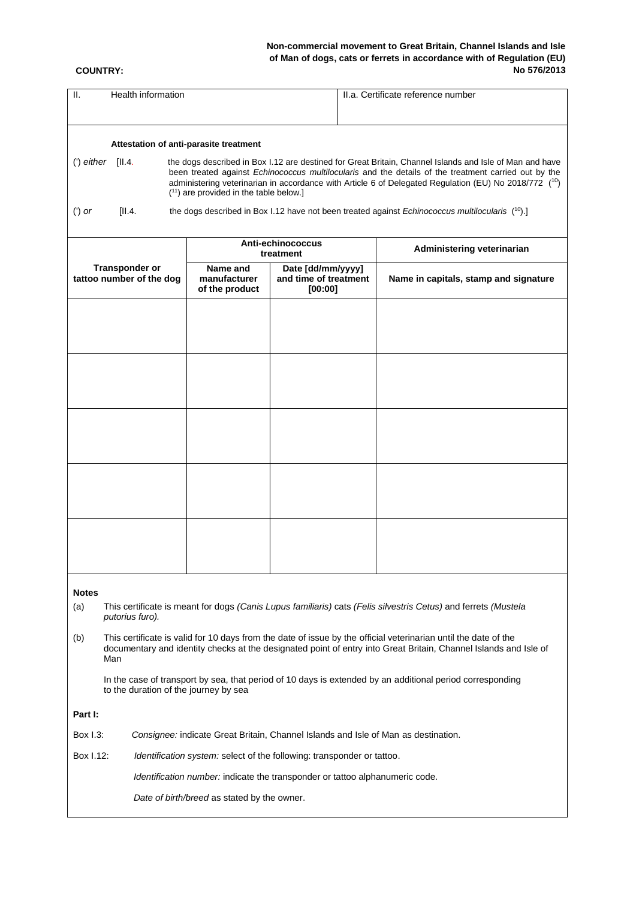**COUNTRY:**

**Non-commercial movement to Great Britain, Channel Islands and Isle of Man of dogs, cats or ferrets in accordance with of Regulation (EU) No 576/2013**

| II. Health information | II.a. Certificate reference number |
|---|---|

**Attestation of anti-parasite treatment**

(') *either* [II.4. the dogs described in Box I.12 are destined for Great Britain, Channel Islands and Isle of Man and have been treated against *Echinococcus multilocularis* and the details of the treatment carried out by the administering veterinarian in accordance with Article 6 of Delegated Regulation (EU) No 2018/772 (10) (11) are provided in the table below.]

(') *or* [II.4. the dogs described in Box I.12 have not been treated against *Echinococcus multilocularis* (10).]

| Transponder or tattoo number of the dog | Anti-echinococcus treatment | | Administering veterinarian |
|---|---|---|---|
| | Name and manufacturer of the product | Date [dd/mm/yyyy] and time of treatment [00:00] | Name in capitals, stamp and signature |
| | | | |
| | | | |
| | | | |
| | | | |
| | | | |

**Notes**

(a) This certificate is meant for dogs *(Canis Lupus familiaris)* cats *(Felis silvestris Cetus)* and ferrets *(Mustela putorius furo).*

(b) This certificate is valid for 10 days from the date of issue by the official veterinarian until the date of the documentary and identity checks at the designated point of entry into Great Britain, Channel Islands and Isle of Man

In the case of transport by sea, that period of 10 days is extended by an additional period corresponding to the duration of the journey by sea

**Part I:**

Box I.3: *Consignee:* indicate Great Britain, Channel Islands and Isle of Man as destination.

Box I.12: *Identification system:* select of the following: transponder or tattoo.

*Identification number:* indicate the transponder or tattoo alphanumeric code.

*Date of birth/breed* as stated by the owner.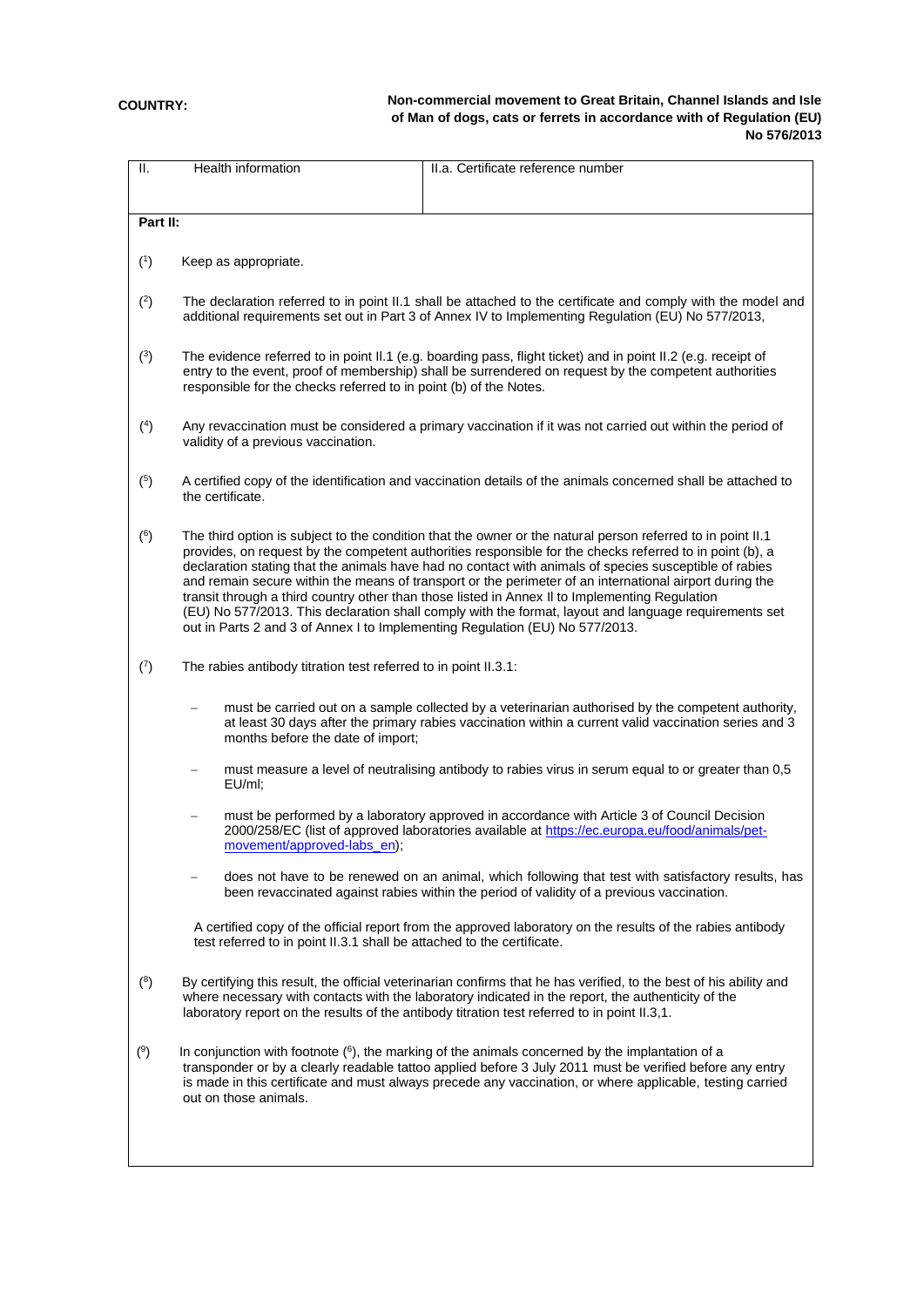**COUNTRY:**

**Non-commercial movement to Great Britain, Channel Islands and Isle of Man of dogs, cats or ferrets in accordance with of Regulation (EU) No 576/2013**

| II. Health information | II.a. Certificate reference number |
|---|---|

**Part II:**

([1]) Keep as appropriate.

([2]) The declaration referred to in point II.1 shall be attached to the certificate and comply with the model and additional requirements set out in Part 3 of Annex IV to Implementing Regulation (EU) No 577/2013,

([3]) The evidence referred to in point II.1 (e.g. boarding pass, flight ticket) and in point II.2 (e.g. receipt of entry to the event, proof of membership) shall be surrendered on request by the competent authorities responsible for the checks referred to in point (b) of the Notes.

([4]) Any revaccination must be considered a primary vaccination if it was not carried out within the period of validity of a previous vaccination.

([5]) A certified copy of the identification and vaccination details of the animals concerned shall be attached to the certificate.

([6]) The third option is subject to the condition that the owner or the natural person referred to in point II.1 provides, on request by the competent authorities responsible for the checks referred to in point (b), a declaration stating that the animals have had no contact with animals of species susceptible of rabies and remain secure within the means of transport or the perimeter of an international airport during the transit through a third country other than those listed in Annex II to Implementing Regulation (EU) No 577/2013. This declaration shall comply with the format, layout and language requirements set out in Parts 2 and 3 of Annex I to Implementing Regulation (EU) No 577/2013.

([7]) The rabies antibody titration test referred to in point II.3.1:

- must be carried out on a sample collected by a veterinarian authorised by the competent authority, at least 30 days after the primary rabies vaccination within a current valid vaccination series and 3 months before the date of import;
- must measure a level of neutralising antibody to rabies virus in serum equal to or greater than 0,5 EU/ml;
- must be performed by a laboratory approved in accordance with Article 3 of Council Decision 2000/258/EC (list of approved laboratories available at https://ec.europa.eu/food/animals/pet-movement/approved-labs_en);
- does not have to be renewed on an animal, which following that test with satisfactory results, has been revaccinated against rabies within the period of validity of a previous vaccination.

A certified copy of the official report from the approved laboratory on the results of the rabies antibody test referred to in point II.3.1 shall be attached to the certificate.

([8]) By certifying this result, the official veterinarian confirms that he has verified, to the best of his ability and where necessary with contacts with the laboratory indicated in the report, the authenticity of the laboratory report on the results of the antibody titration test referred to in point II.3,1.

([9]) In conjunction with footnote ([6]), the marking of the animals concerned by the implantation of a transponder or by a clearly readable tattoo applied before 3 July 2011 must be verified before any entry is made in this certificate and must always precede any vaccination, or where applicable, testing carried out on those animals.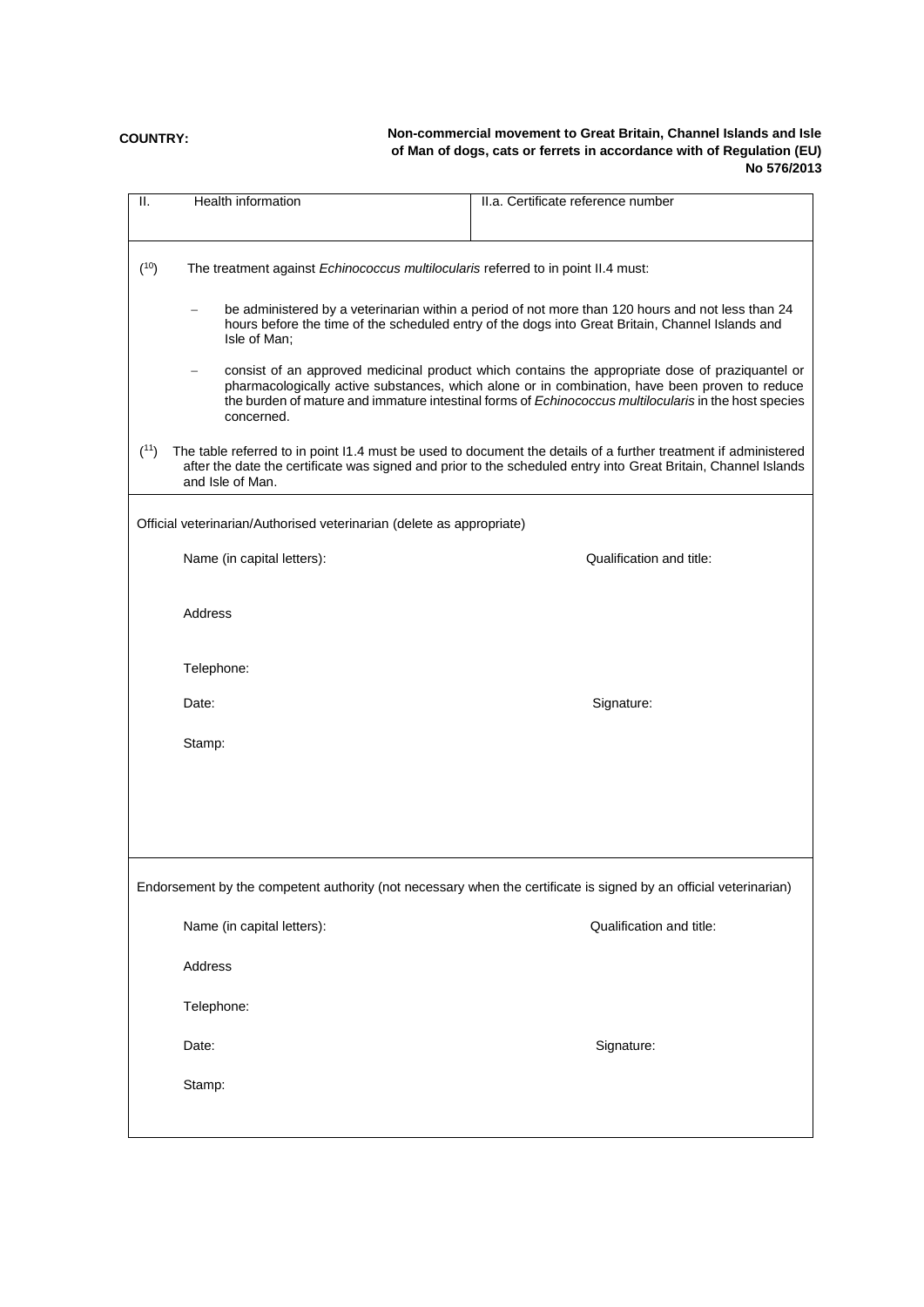**COUNTRY:**

**Non-commercial movement to Great Britain, Channel Islands and Isle of Man of dogs, cats or ferrets in accordance with of Regulation (EU) No 576/2013**

| II. Health information | II.a. Certificate reference number |
|---|---|

([10]) The treatment against *Echinococcus multilocularis* referred to in point II.4 must:

- be administered by a veterinarian within a period of not more than 120 hours and not less than 24 hours before the time of the scheduled entry of the dogs into Great Britain, Channel Islands and Isle of Man;
- consist of an approved medicinal product which contains the appropriate dose of praziquantel or pharmacologically active substances, which alone or in combination, have been proven to reduce the burden of mature and immature intestinal forms of *Echinococcus multilocularis* in the host species concerned.

([11]) The table referred to in point I1.4 must be used to document the details of a further treatment if administered after the date the certificate was signed and prior to the scheduled entry into Great Britain, Channel Islands and Isle of Man.

Official veterinarian/Authorised veterinarian (delete as appropriate)

Name (in capital letters): Qualification and title:

Address

Telephone:

Date: Signature:

Stamp:

Endorsement by the competent authority (not necessary when the certificate is signed by an official veterinarian)

Name (in capital letters): Qualification and title:

Address

Telephone:

Date: Signature:

Stamp: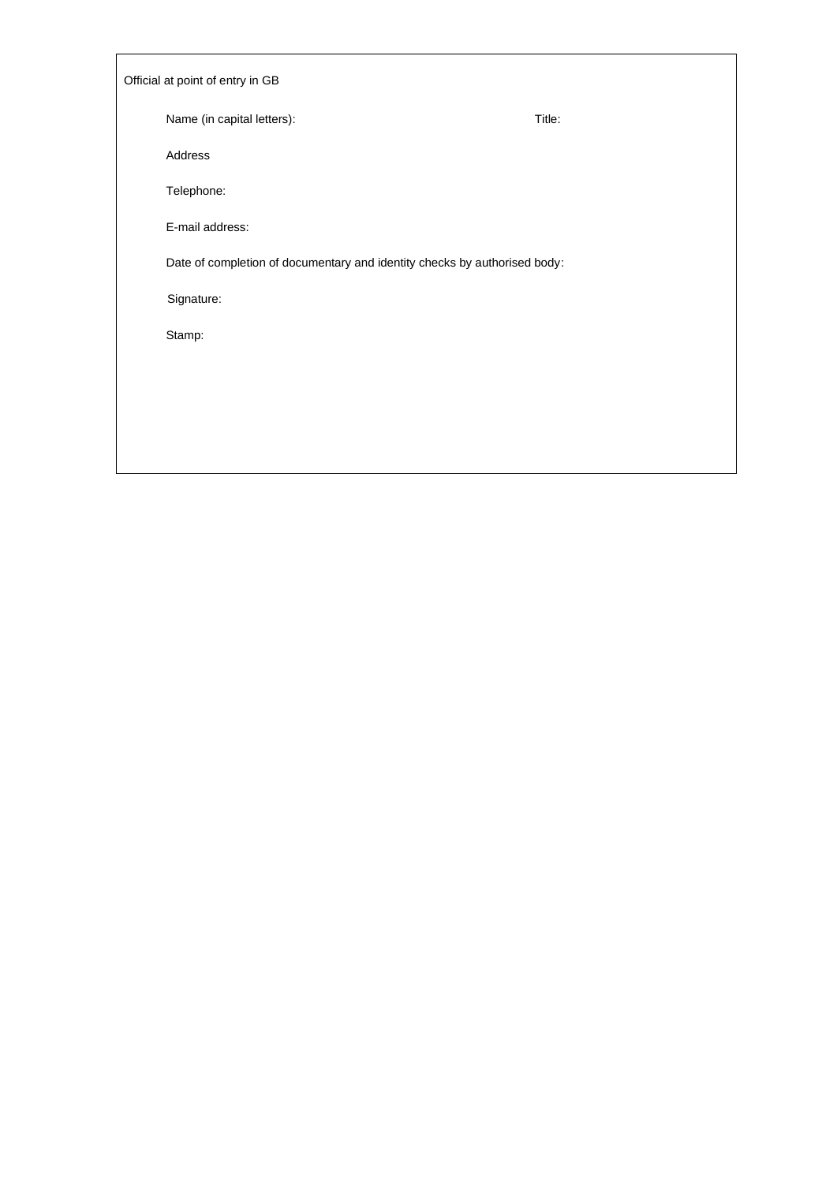Official at point of entry in GB

Name (in capital letters): Title:

Address

Telephone:

E-mail address:

Date of completion of documentary and identity checks by authorised body:

Signature:

Stamp: